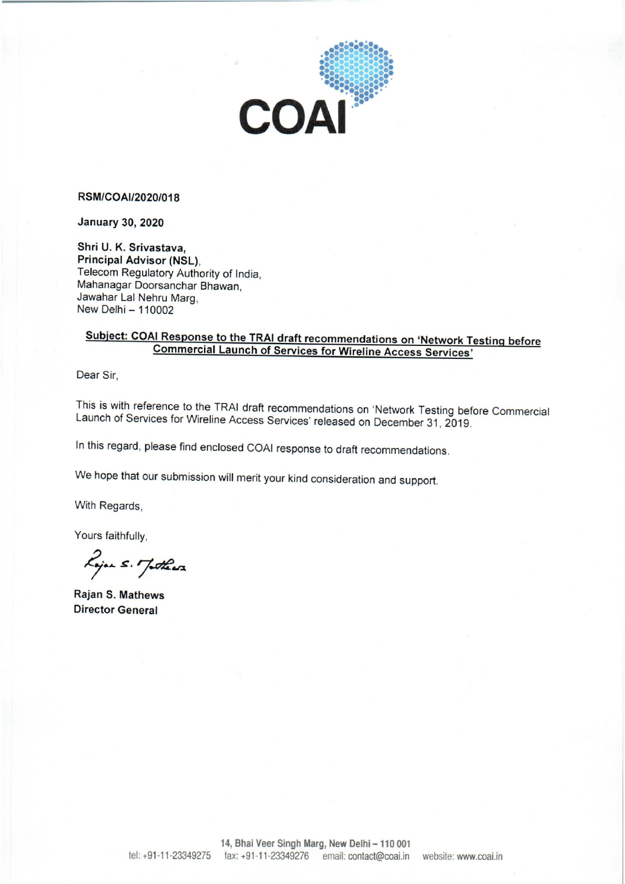COAI

**RSM/COAI/2020/018**

**January 30, 2020**

**Shri U. K. Srivastava,**
**Principal Advisor (NSL),**
Telecom Regulatory Authority of India,
Mahanagar Doorsanchar Bhawan,
Jawahar Lal Nehru Marg,
New Delhi – 110002

**<u>Subject: COAI Response to the TRAI draft recommendations on 'Network Testing before Commercial Launch of Services for Wireline Access Services'</u>**

Dear Sir,

This is with reference to the TRAI draft recommendations on 'Network Testing before Commercial Launch of Services for Wireline Access Services' released on December 31, 2019.

In this regard, please find enclosed COAI response to draft recommendations.

We hope that our submission will merit your kind consideration and support.

With Regards,

Yours faithfully,

Rajan S. Mathews

**Rajan S. Mathews**
**Director General**

14, Bhai Veer Singh Marg, New Delhi – 110 001
tel: +91-11-23349275 fax: +91-11-23349276 email: contact@coai.in website: www.coai.in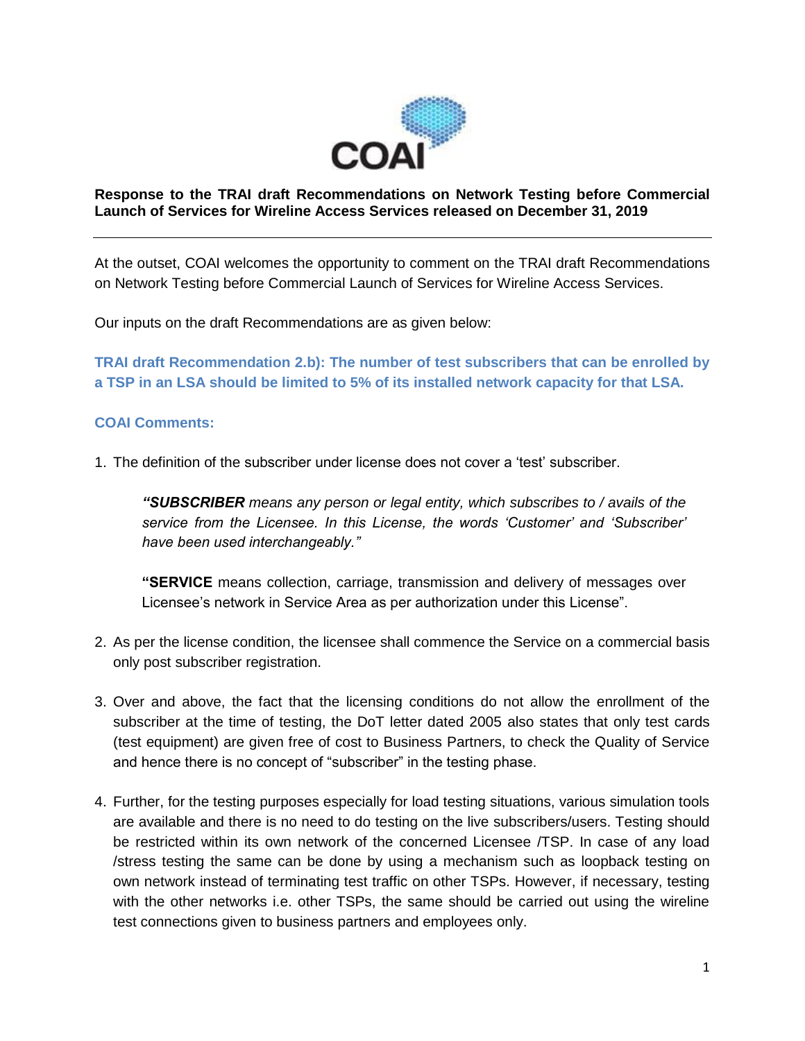**Response to the TRAI draft Recommendations on Network Testing before Commercial Launch of Services for Wireline Access Services released on December 31, 2019**

---

At the outset, COAI welcomes the opportunity to comment on the TRAI draft Recommendations on Network Testing before Commercial Launch of Services for Wireline Access Services.

Our inputs on the draft Recommendations are as given below:

**TRAI draft Recommendation 2.b): The number of test subscribers that can be enrolled by a TSP in an LSA should be limited to 5% of its installed network capacity for that LSA.**

**COAI Comments:**

1. The definition of the subscriber under license does not cover a 'test' subscriber.

   ***"SUBSCRIBER** means any person or legal entity, which subscribes to / avails of the service from the Licensee. In this License, the words 'Customer' and 'Subscriber' have been used interchangeably."*

   **"SERVICE** means collection, carriage, transmission and delivery of messages over Licensee's network in Service Area as per authorization under this License".

2. As per the license condition, the licensee shall commence the Service on a commercial basis only post subscriber registration.

3. Over and above, the fact that the licensing conditions do not allow the enrollment of the subscriber at the time of testing, the DoT letter dated 2005 also states that only test cards (test equipment) are given free of cost to Business Partners, to check the Quality of Service and hence there is no concept of "subscriber" in the testing phase.

4. Further, for the testing purposes especially for load testing situations, various simulation tools are available and there is no need to do testing on the live subscribers/users. Testing should be restricted within its own network of the concerned Licensee /TSP. In case of any load /stress testing the same can be done by using a mechanism such as loopback testing on own network instead of terminating test traffic on other TSPs. However, if necessary, testing with the other networks i.e. other TSPs, the same should be carried out using the wireline test connections given to business partners and employees only.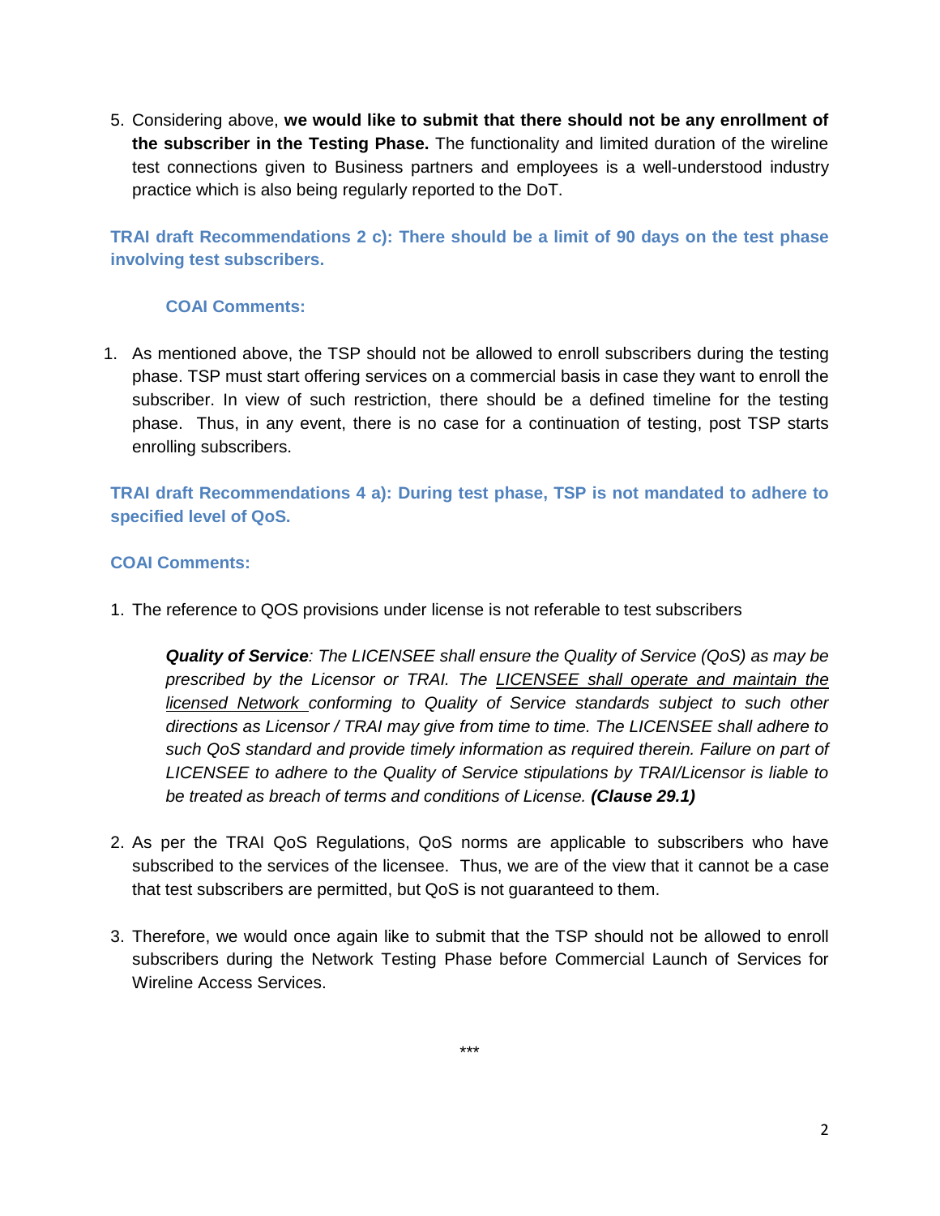5. Considering above, **we would like to submit that there should not be any enrollment of the subscriber in the Testing Phase.** The functionality and limited duration of the wireline test connections given to Business partners and employees is a well-understood industry practice which is also being regularly reported to the DoT.

**TRAI draft Recommendations 2 c): There should be a limit of 90 days on the test phase involving test subscribers.**

**COAI Comments:**

1. As mentioned above, the TSP should not be allowed to enroll subscribers during the testing phase. TSP must start offering services on a commercial basis in case they want to enroll the subscriber. In view of such restriction, there should be a defined timeline for the testing phase. Thus, in any event, there is no case for a continuation of testing, post TSP starts enrolling subscribers.

**TRAI draft Recommendations 4 a): During test phase, TSP is not mandated to adhere to specified level of QoS.**

**COAI Comments:**

1. The reference to QOS provisions under license is not referable to test subscribers

   ***Quality of Service****: The LICENSEE shall ensure the Quality of Service (QoS) as may be prescribed by the Licensor or TRAI. The <u>LICENSEE shall operate and maintain the licensed Network</u> conforming to Quality of Service standards subject to such other directions as Licensor / TRAI may give from time to time. The LICENSEE shall adhere to such QoS standard and provide timely information as required therein. Failure on part of LICENSEE to adhere to the Quality of Service stipulations by TRAI/Licensor is liable to be treated as breach of terms and conditions of License.* ***(Clause 29.1)***

2. As per the TRAI QoS Regulations, QoS norms are applicable to subscribers who have subscribed to the services of the licensee. Thus, we are of the view that it cannot be a case that test subscribers are permitted, but QoS is not guaranteed to them.

3. Therefore, we would once again like to submit that the TSP should not be allowed to enroll subscribers during the Network Testing Phase before Commercial Launch of Services for Wireline Access Services.

***